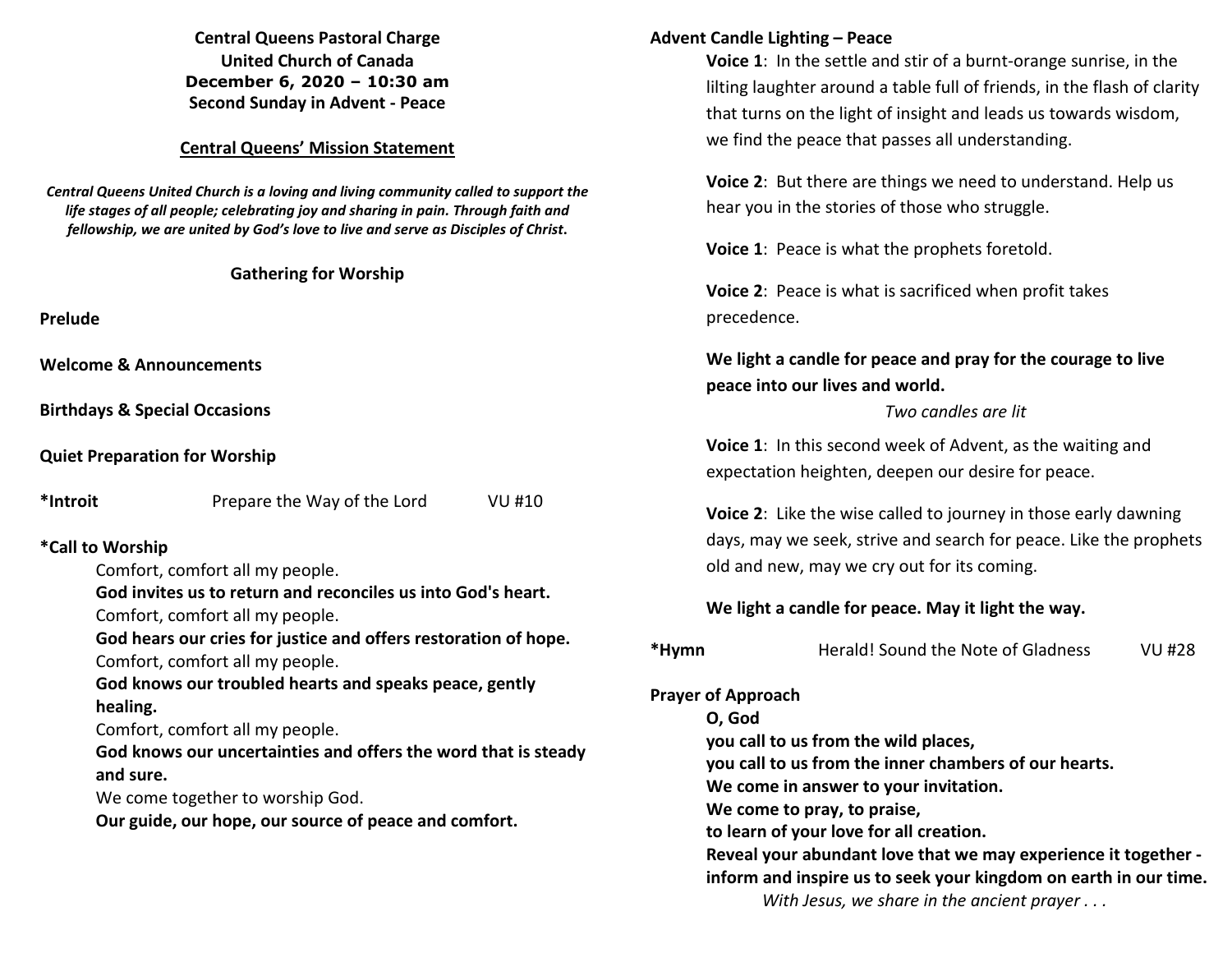**Central Queens Pastoral Charge**
**United Church of Canada**
**December 6, 2020 – 10:30 am**
**Second Sunday in Advent - Peace**

**Central Queens' Mission Statement**

***Central Queens United Church is a loving and living community called to support the life stages of all people; celebrating joy and sharing in pain. Through faith and fellowship, we are united by God's love to live and serve as Disciples of Christ.***

## Gathering for Worship

**Prelude**

**Welcome & Announcements**

**Birthdays & Special Occasions**

**Quiet Preparation for Worship**

**\*Introit** Prepare the Way of the Lord VU #10

**\*Call to Worship**

Comfort, comfort all my people.
**God invites us to return and reconciles us into God's heart.**
Comfort, comfort all my people.
**God hears our cries for justice and offers restoration of hope.**
Comfort, comfort all my people.
**God knows our troubled hearts and speaks peace, gently healing.**
Comfort, comfort all my people.
**God knows our uncertainties and offers the word that is steady and sure.**
We come together to worship God.
**Our guide, our hope, our source of peace and comfort.**

**Advent Candle Lighting – Peace**

**Voice 1**: In the settle and stir of a burnt-orange sunrise, in the lilting laughter around a table full of friends, in the flash of clarity that turns on the light of insight and leads us towards wisdom, we find the peace that passes all understanding.

**Voice 2**: But there are things we need to understand. Help us hear you in the stories of those who struggle.

**Voice 1**: Peace is what the prophets foretold.

**Voice 2**: Peace is what is sacrificed when profit takes precedence.

**We light a candle for peace and pray for the courage to live peace into our lives and world.**

*Two candles are lit*

**Voice 1**: In this second week of Advent, as the waiting and expectation heighten, deepen our desire for peace.

**Voice 2**: Like the wise called to journey in those early dawning days, may we seek, strive and search for peace. Like the prophets old and new, may we cry out for its coming.

**We light a candle for peace. May it light the way.**

**\*Hymn** Herald! Sound the Note of Gladness VU #28

**Prayer of Approach**

**O, God**
**you call to us from the wild places,**
**you call to us from the inner chambers of our hearts.**
**We come in answer to your invitation.**
**We come to pray, to praise,**
**to learn of your love for all creation.**
**Reveal your abundant love that we may experience it together - inform and inspire us to seek your kingdom on earth in our time.**

*With Jesus, we share in the ancient prayer . . .*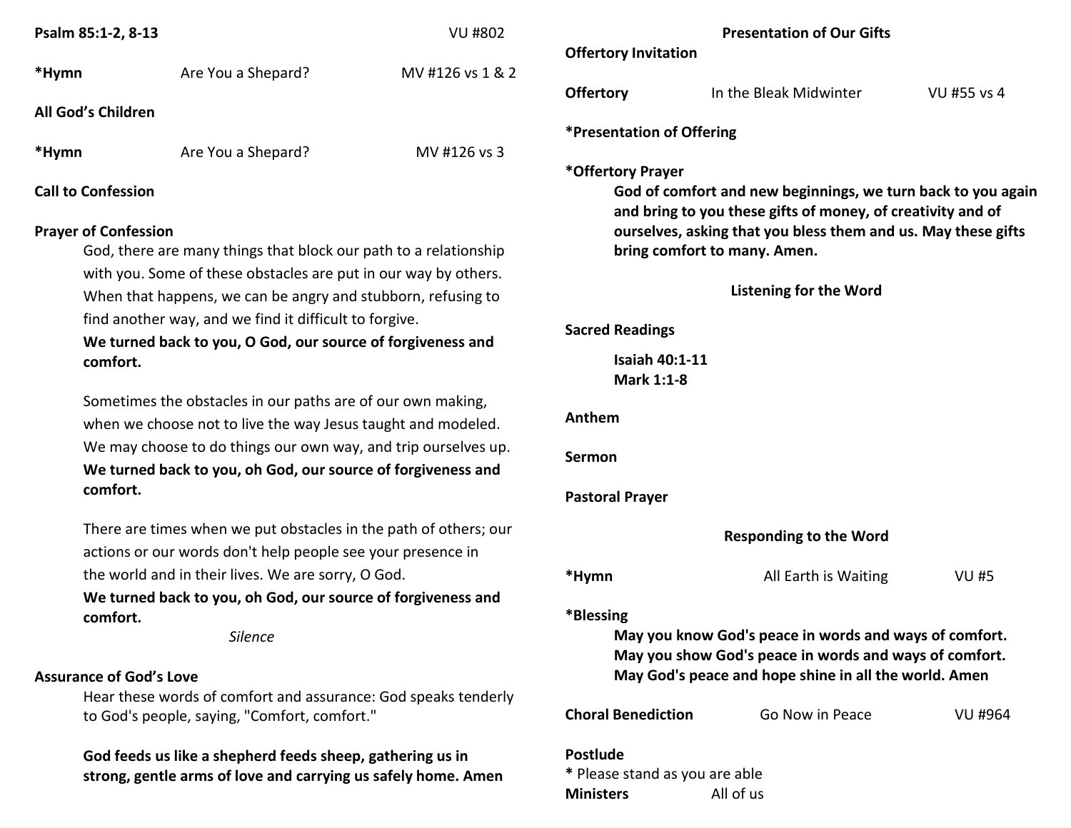**Psalm 85:1-2, 8-13** VU #802

**\*Hymn** Are You a Shepard? MV #126 vs 1 & 2

**All God's Children**

**\*Hymn** Are You a Shepard? MV #126 vs 3

**Call to Confession**

**Prayer of Confession**

God, there are many things that block our path to a relationship with you. Some of these obstacles are put in our way by others. When that happens, we can be angry and stubborn, refusing to find another way, and we find it difficult to forgive.

**We turned back to you, O God, our source of forgiveness and comfort.**

Sometimes the obstacles in our paths are of our own making, when we choose not to live the way Jesus taught and modeled. We may choose to do things our own way, and trip ourselves up.

**We turned back to you, oh God, our source of forgiveness and comfort.**

There are times when we put obstacles in the path of others; our actions or our words don't help people see your presence in the world and in their lives. We are sorry, O God.

**We turned back to you, oh God, our source of forgiveness and comfort.**

*Silence*

**Assurance of God's Love**

Hear these words of comfort and assurance: God speaks tenderly to God's people, saying, "Comfort, comfort."

**God feeds us like a shepherd feeds sheep, gathering us in strong, gentle arms of love and carrying us safely home. Amen**

## Presentation of Our Gifts

**Offertory Invitation**

**Offertory** In the Bleak Midwinter VU #55 vs 4

**\*Presentation of Offering**

**\*Offertory Prayer**

**God of comfort and new beginnings, we turn back to you again and bring to you these gifts of money, of creativity and of ourselves, asking that you bless them and us. May these gifts bring comfort to many. Amen.**

## Listening for the Word

**Sacred Readings**

**Isaiah 40:1-11**
**Mark 1:1-8**

**Anthem**

**Sermon**

**Pastoral Prayer**

## Responding to the Word

**\*Hymn** All Earth is Waiting VU #5

**\*Blessing**

**May you know God's peace in words and ways of comfort.**
**May you show God's peace in words and ways of comfort.**
**May God's peace and hope shine in all the world. Amen**

**Choral Benediction** Go Now in Peace VU #964

**Postlude**

**\*** Please stand as you are able

**Ministers** All of us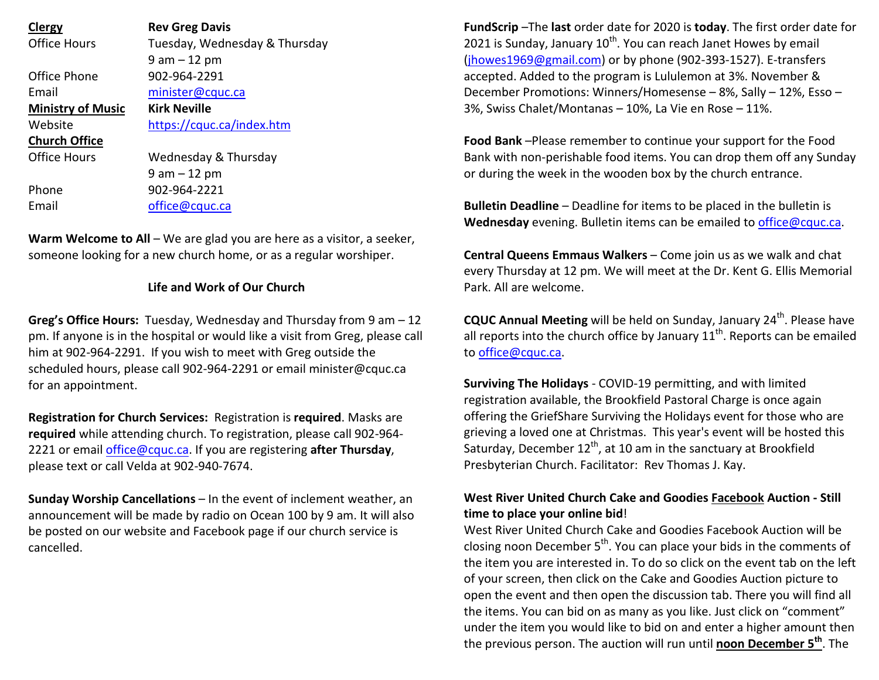| **Clergy** | **Rev Greg Davis** |
| --- | --- |
| Office Hours | Tuesday, Wednesday & Thursday 9 am – 12 pm |
| Office Phone | 902-964-2291 |
| Email | minister@cquc.ca |
| **Ministry of Music** | **Kirk Neville** |
| Website | https://cquc.ca/index.htm |
| **Church Office** | |
| Office Hours | Wednesday & Thursday 9 am – 12 pm |
| Phone | 902-964-2221 |
| Email | office@cquc.ca |

**Warm Welcome to All** – We are glad you are here as a visitor, a seeker, someone looking for a new church home, or as a regular worshiper.

**Life and Work of Our Church**

**Greg's Office Hours:** Tuesday, Wednesday and Thursday from 9 am – 12 pm. If anyone is in the hospital or would like a visit from Greg, please call him at 902-964-2291. If you wish to meet with Greg outside the scheduled hours, please call 902-964-2291 or email minister@cquc.ca for an appointment.

**Registration for Church Services:** Registration is **required**. Masks are **required** while attending church. To registration, please call 902-964-2221 or email office@cquc.ca. If you are registering **after Thursday**, please text or call Velda at 902-940-7674.

**Sunday Worship Cancellations** – In the event of inclement weather, an announcement will be made by radio on Ocean 100 by 9 am. It will also be posted on our website and Facebook page if our church service is cancelled.

**FundScrip** –The **last** order date for 2020 is **today**. The first order date for 2021 is Sunday, January 10th. You can reach Janet Howes by email (jhowes1969@gmail.com) or by phone (902-393-1527). E-transfers accepted. Added to the program is Lululemon at 3%. November & December Promotions: Winners/Homesense – 8%, Sally – 12%, Esso – 3%, Swiss Chalet/Montanas – 10%, La Vie en Rose – 11%.

**Food Bank** –Please remember to continue your support for the Food Bank with non-perishable food items. You can drop them off any Sunday or during the week in the wooden box by the church entrance.

**Bulletin Deadline** – Deadline for items to be placed in the bulletin is **Wednesday** evening. Bulletin items can be emailed to office@cquc.ca.

**Central Queens Emmaus Walkers** – Come join us as we walk and chat every Thursday at 12 pm. We will meet at the Dr. Kent G. Ellis Memorial Park. All are welcome.

**CQUC Annual Meeting** will be held on Sunday, January 24th. Please have all reports into the church office by January 11th. Reports can be emailed to office@cquc.ca.

**Surviving The Holidays** - COVID-19 permitting, and with limited registration available, the Brookfield Pastoral Charge is once again offering the GriefShare Surviving the Holidays event for those who are grieving a loved one at Christmas. This year's event will be hosted this Saturday, December 12th, at 10 am in the sanctuary at Brookfield Presbyterian Church. Facilitator: Rev Thomas J. Kay.

**West River United Church Cake and Goodies Facebook Auction - Still time to place your online bid**!

West River United Church Cake and Goodies Facebook Auction will be closing noon December 5th. You can place your bids in the comments of the item you are interested in. To do so click on the event tab on the left of your screen, then click on the Cake and Goodies Auction picture to open the event and then open the discussion tab. There you will find all the items. You can bid on as many as you like. Just click on "comment" under the item you would like to bid on and enter a higher amount then the previous person. The auction will run until **noon December 5th**. The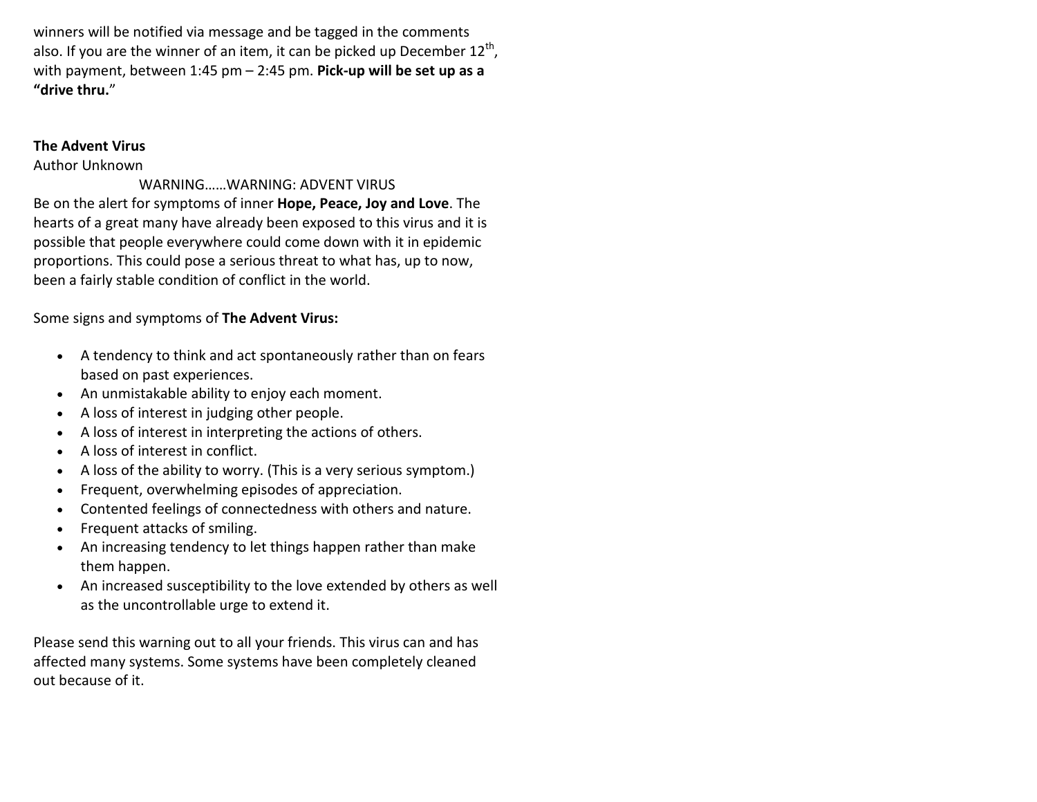winners will be notified via message and be tagged in the comments also. If you are the winner of an item, it can be picked up December 12th, with payment, between 1:45 pm – 2:45 pm. **Pick-up will be set up as a "drive thru."**"

**The Advent Virus**

Author Unknown

WARNING……WARNING: ADVENT VIRUS

Be on the alert for symptoms of inner **Hope, Peace, Joy and Love**. The hearts of a great many have already been exposed to this virus and it is possible that people everywhere could come down with it in epidemic proportions. This could pose a serious threat to what has, up to now, been a fairly stable condition of conflict in the world.

Some signs and symptoms of **The Advent Virus:**

- A tendency to think and act spontaneously rather than on fears based on past experiences.
- An unmistakable ability to enjoy each moment.
- A loss of interest in judging other people.
- A loss of interest in interpreting the actions of others.
- A loss of interest in conflict.
- A loss of the ability to worry. (This is a very serious symptom.)
- Frequent, overwhelming episodes of appreciation.
- Contented feelings of connectedness with others and nature.
- Frequent attacks of smiling.
- An increasing tendency to let things happen rather than make them happen.
- An increased susceptibility to the love extended by others as well as the uncontrollable urge to extend it.

Please send this warning out to all your friends. This virus can and has affected many systems. Some systems have been completely cleaned out because of it.